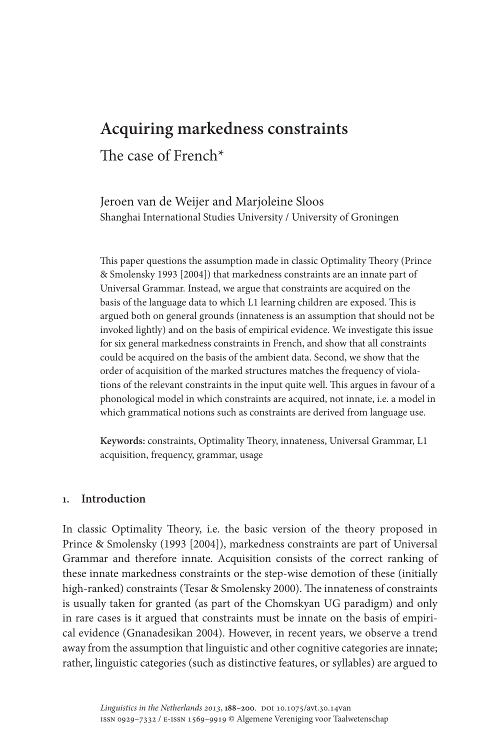# Acquiring markedness constraints

## The case of French*

Jeroen van de Weijer and Marjoleine Sloos
Shanghai International Studies University / University of Groningen

This paper questions the assumption made in classic Optimality Theory (Prince & Smolensky 1993 [2004]) that markedness constraints are an innate part of Universal Grammar. Instead, we argue that constraints are acquired on the basis of the language data to which L1 learning children are exposed. This is argued both on general grounds (innateness is an assumption that should not be invoked lightly) and on the basis of empirical evidence. We investigate this issue for six general markedness constraints in French, and show that all constraints could be acquired on the basis of the ambient data. Second, we show that the order of acquisition of the marked structures matches the frequency of violations of the relevant constraints in the input quite well. This argues in favour of a phonological model in which constraints are acquired, not innate, i.e. a model in which grammatical notions such as constraints are derived from language use.

**Keywords:** constraints, Optimality Theory, innateness, Universal Grammar, L1 acquisition, frequency, grammar, usage

## 1. Introduction

In classic Optimality Theory, i.e. the basic version of the theory proposed in Prince & Smolensky (1993 [2004]), markedness constraints are part of Universal Grammar and therefore innate. Acquisition consists of the correct ranking of these innate markedness constraints or the step-wise demotion of these (initially high-ranked) constraints (Tesar & Smolensky 2000). The innateness of constraints is usually taken for granted (as part of the Chomskyan UG paradigm) and only in rare cases is it argued that constraints must be innate on the basis of empirical evidence (Gnanadesikan 2004). However, in recent years, we observe a trend away from the assumption that linguistic and other cognitive categories are innate; rather, linguistic categories (such as distinctive features, or syllables) are argued to

*Linguistics in the Netherlands 2013*, 188–200. DOI 10.1075/avt.30.14van
ISSN 0929–7332 / E-ISSN 1569–9919 © Algemene Vereniging voor Taalwetenschap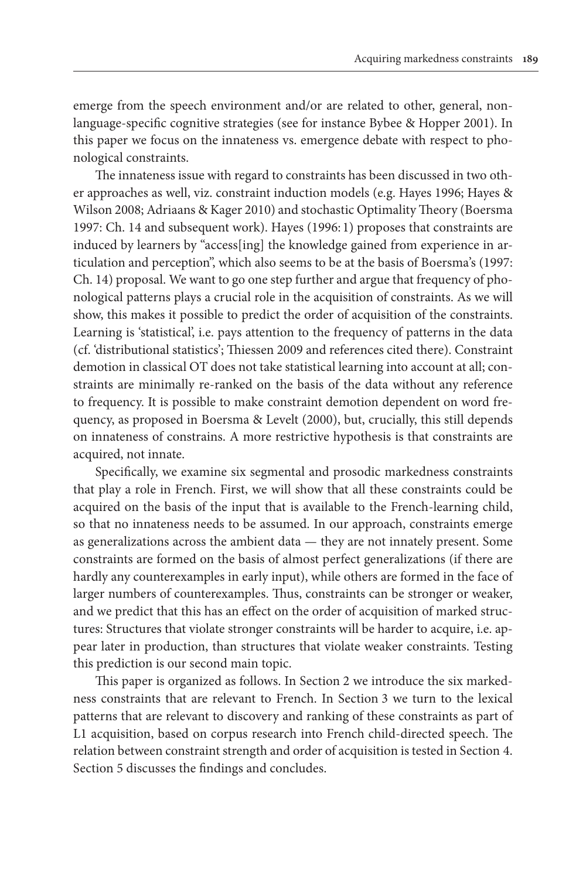emerge from the speech environment and/or are related to other, general, non-language-specific cognitive strategies (see for instance Bybee & Hopper 2001). In this paper we focus on the innateness vs. emergence debate with respect to phonological constraints.

The innateness issue with regard to constraints has been discussed in two other approaches as well, viz. constraint induction models (e.g. Hayes 1996; Hayes & Wilson 2008; Adriaans & Kager 2010) and stochastic Optimality Theory (Boersma 1997: Ch. 14 and subsequent work). Hayes (1996: 1) proposes that constraints are induced by learners by "access[ing] the knowledge gained from experience in articulation and perception", which also seems to be at the basis of Boersma's (1997: Ch. 14) proposal. We want to go one step further and argue that frequency of phonological patterns plays a crucial role in the acquisition of constraints. As we will show, this makes it possible to predict the order of acquisition of the constraints. Learning is 'statistical', i.e. pays attention to the frequency of patterns in the data (cf. 'distributional statistics'; Thiessen 2009 and references cited there). Constraint demotion in classical OT does not take statistical learning into account at all; constraints are minimally re-ranked on the basis of the data without any reference to frequency. It is possible to make constraint demotion dependent on word frequency, as proposed in Boersma & Levelt (2000), but, crucially, this still depends on innateness of constrains. A more restrictive hypothesis is that constraints are acquired, not innate.

Specifically, we examine six segmental and prosodic markedness constraints that play a role in French. First, we will show that all these constraints could be acquired on the basis of the input that is available to the French-learning child, so that no innateness needs to be assumed. In our approach, constraints emerge as generalizations across the ambient data — they are not innately present. Some constraints are formed on the basis of almost perfect generalizations (if there are hardly any counterexamples in early input), while others are formed in the face of larger numbers of counterexamples. Thus, constraints can be stronger or weaker, and we predict that this has an effect on the order of acquisition of marked structures: Structures that violate stronger constraints will be harder to acquire, i.e. appear later in production, than structures that violate weaker constraints. Testing this prediction is our second main topic.

This paper is organized as follows. In Section 2 we introduce the six markedness constraints that are relevant to French. In Section 3 we turn to the lexical patterns that are relevant to discovery and ranking of these constraints as part of L1 acquisition, based on corpus research into French child-directed speech. The relation between constraint strength and order of acquisition is tested in Section 4. Section 5 discusses the findings and concludes.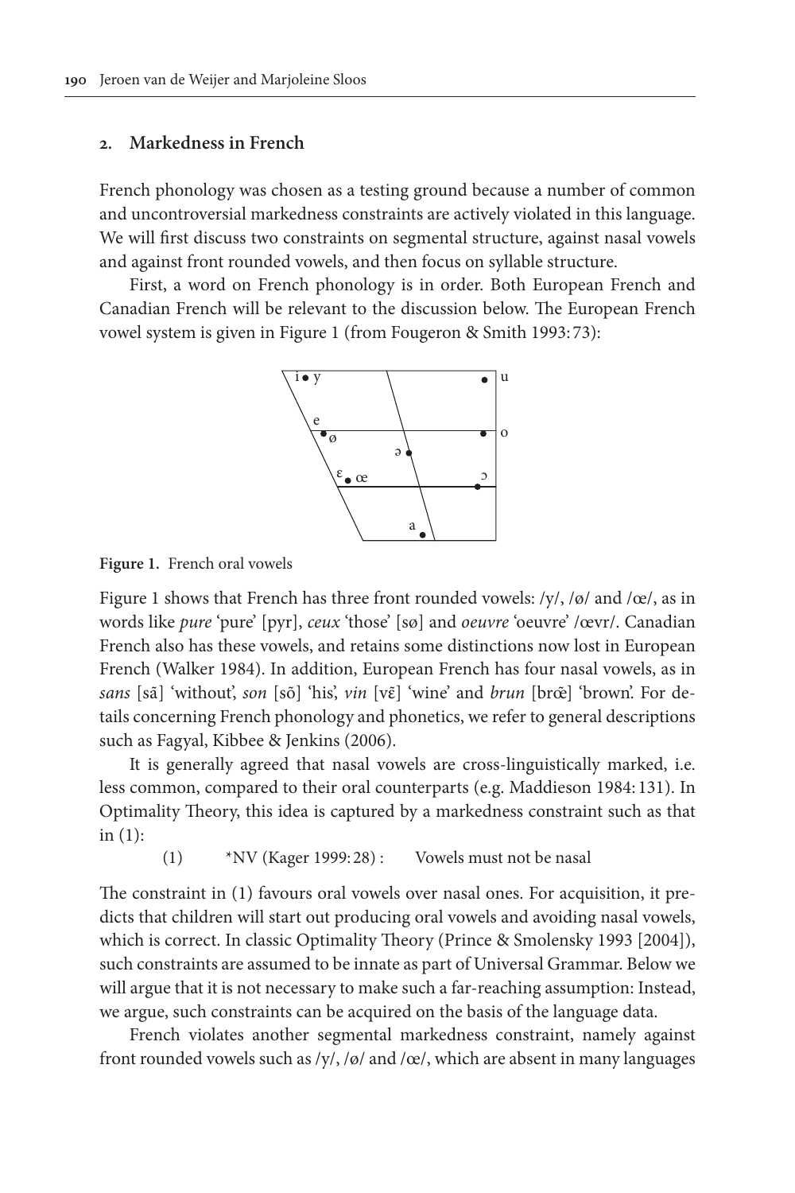## 2. Markedness in French

French phonology was chosen as a testing ground because a number of common and uncontroversial markedness constraints are actively violated in this language. We will first discuss two constraints on segmental structure, against nasal vowels and against front rounded vowels, and then focus on syllable structure.

First, a word on French phonology is in order. Both European French and Canadian French will be relevant to the discussion below. The European French vowel system is given in Figure 1 (from Fougeron & Smith 1993: 73):

**Figure 1.** French oral vowels

Figure 1 shows that French has three front rounded vowels: /y/, /ø/ and /œ/, as in words like *pure* 'pure' [pyr], *ceux* 'those' [sø] and *oeuvre* 'oeuvre' /œvr/. Canadian French also has these vowels, and retains some distinctions now lost in European French (Walker 1984). In addition, European French has four nasal vowels, as in *sans* [sã] 'without', *son* [sõ] 'his', *vin* [vɛ̃] 'wine' and *brun* [brœ̃] 'brown'. For details concerning French phonology and phonetics, we refer to general descriptions such as Fagyal, Kibbee & Jenkins (2006).

It is generally agreed that nasal vowels are cross-linguistically marked, i.e. less common, compared to their oral counterparts (e.g. Maddieson 1984: 131). In Optimality Theory, this idea is captured by a markedness constraint such as that in (1):

(1) \*NV (Kager 1999: 28) : Vowels must not be nasal

The constraint in (1) favours oral vowels over nasal ones. For acquisition, it predicts that children will start out producing oral vowels and avoiding nasal vowels, which is correct. In classic Optimality Theory (Prince & Smolensky 1993 [2004]), such constraints are assumed to be innate as part of Universal Grammar. Below we will argue that it is not necessary to make such a far-reaching assumption: Instead, we argue, such constraints can be acquired on the basis of the language data.

French violates another segmental markedness constraint, namely against front rounded vowels such as /y/, /ø/ and /œ/, which are absent in many languages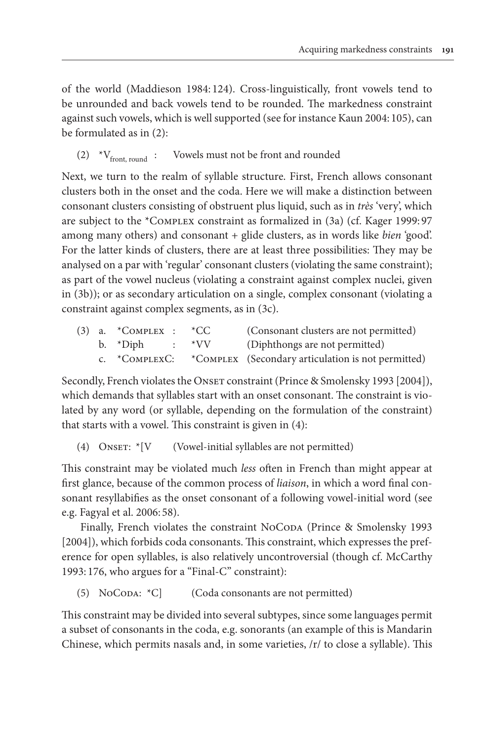of the world (Maddieson 1984: 124). Cross-linguistically, front vowels tend to be unrounded and back vowels tend to be rounded. The markedness constraint against such vowels, which is well supported (see for instance Kaun 2004: 105), can be formulated as in (2):

(2) $^*V_{\text{front, round}}$ : Vowels must not be front and rounded

Next, we turn to the realm of syllable structure. First, French allows consonant clusters both in the onset and the coda. Here we will make a distinction between consonant clusters consisting of obstruent plus liquid, such as in *très* 'very', which are subject to the *Complex constraint as formalized in (3a) (cf. Kager 1999: 97 among many others) and consonant + glide clusters, as in words like *bien* 'good'. For the latter kinds of clusters, there are at least three possibilities: They may be analysed on a par with 'regular' consonant clusters (violating the same constraint); as part of the vowel nucleus (violating a constraint against complex nuclei, given in (3b)); or as secondary articulation on a single, complex consonant (violating a constraint against complex segments, as in (3c).

(3) a. *Complex : *CC (Consonant clusters are not permitted)
b. *Diph : *VV (Diphthongs are not permitted)
c. *ComplexC: *Complex (Secondary articulation is not permitted)

Secondly, French violates the Onset constraint (Prince & Smolensky 1993 [2004]), which demands that syllables start with an onset consonant. The constraint is violated by any word (or syllable, depending on the formulation of the constraint) that starts with a vowel. This constraint is given in (4):

(4) Onset: *[V (Vowel-initial syllables are not permitted)

This constraint may be violated much *less* often in French than might appear at first glance, because of the common process of *liaison*, in which a word final consonant resyllabifies as the onset consonant of a following vowel-initial word (see e.g. Fagyal et al. 2006: 58).

Finally, French violates the constraint NoCoda (Prince & Smolensky 1993 [2004]), which forbids coda consonants. This constraint, which expresses the preference for open syllables, is also relatively uncontroversial (though cf. McCarthy 1993: 176, who argues for a "Final-C" constraint):

(5) NoCoda: *C] (Coda consonants are not permitted)

This constraint may be divided into several subtypes, since some languages permit a subset of consonants in the coda, e.g. sonorants (an example of this is Mandarin Chinese, which permits nasals and, in some varieties, /r/ to close a syllable). This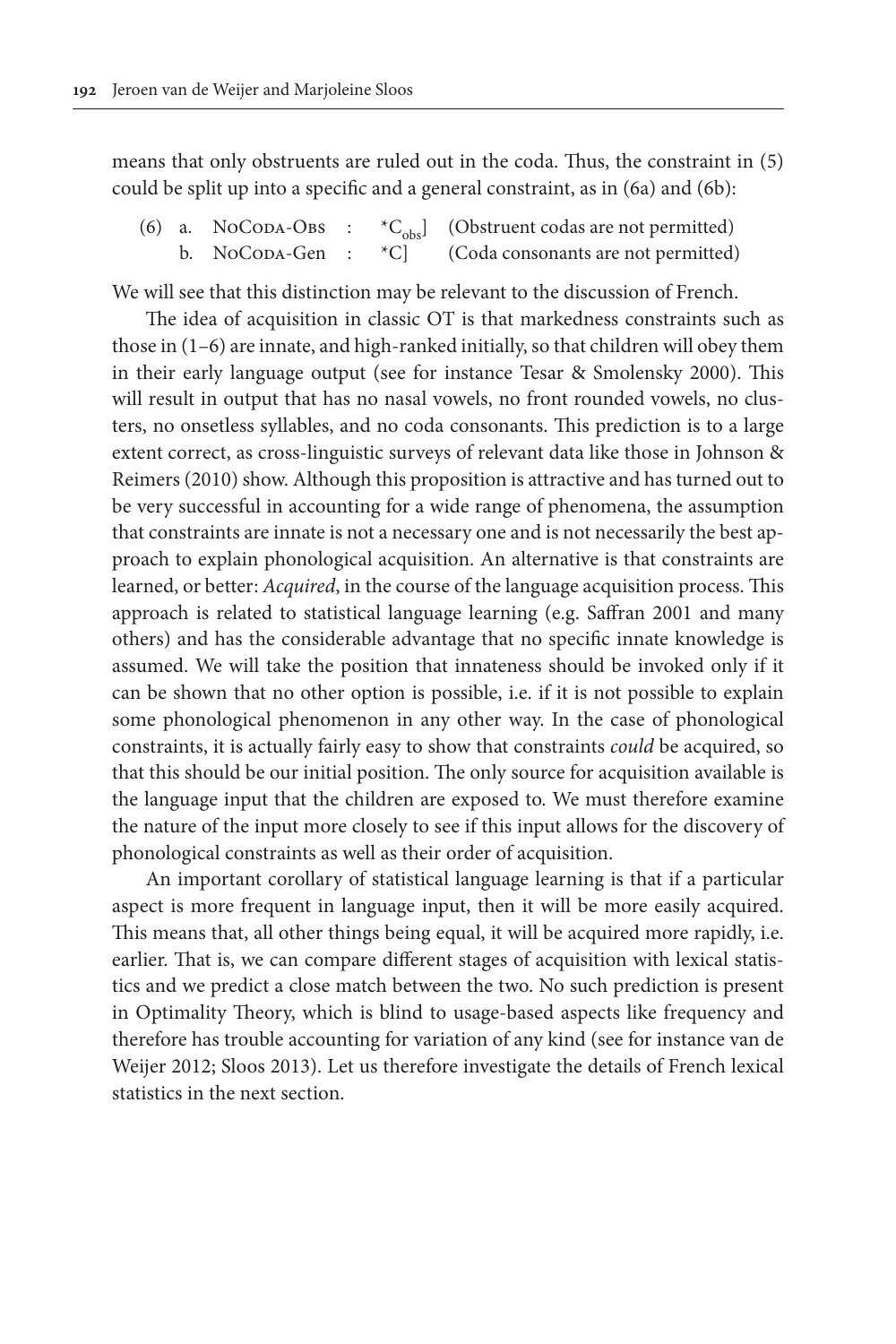means that only obstruents are ruled out in the coda. Thus, the constraint in (5) could be split up into a specific and a general constraint, as in (6a) and (6b):

(6) a. NoCoda-Obs : $*C_{obs}]$ (Obstruent codas are not permitted)
    b. NoCoda-Gen : *C] (Coda consonants are not permitted)

We will see that this distinction may be relevant to the discussion of French.

The idea of acquisition in classic OT is that markedness constraints such as those in (1–6) are innate, and high-ranked initially, so that children will obey them in their early language output (see for instance Tesar & Smolensky 2000). This will result in output that has no nasal vowels, no front rounded vowels, no clusters, no onsetless syllables, and no coda consonants. This prediction is to a large extent correct, as cross-linguistic surveys of relevant data like those in Johnson & Reimers (2010) show. Although this proposition is attractive and has turned out to be very successful in accounting for a wide range of phenomena, the assumption that constraints are innate is not a necessary one and is not necessarily the best approach to explain phonological acquisition. An alternative is that constraints are learned, or better: *Acquired*, in the course of the language acquisition process. This approach is related to statistical language learning (e.g. Saffran 2001 and many others) and has the considerable advantage that no specific innate knowledge is assumed. We will take the position that innateness should be invoked only if it can be shown that no other option is possible, i.e. if it is not possible to explain some phonological phenomenon in any other way. In the case of phonological constraints, it is actually fairly easy to show that constraints *could* be acquired, so that this should be our initial position. The only source for acquisition available is the language input that the children are exposed to. We must therefore examine the nature of the input more closely to see if this input allows for the discovery of phonological constraints as well as their order of acquisition.

An important corollary of statistical language learning is that if a particular aspect is more frequent in language input, then it will be more easily acquired. This means that, all other things being equal, it will be acquired more rapidly, i.e. earlier. That is, we can compare different stages of acquisition with lexical statistics and we predict a close match between the two. No such prediction is present in Optimality Theory, which is blind to usage-based aspects like frequency and therefore has trouble accounting for variation of any kind (see for instance van de Weijer 2012; Sloos 2013). Let us therefore investigate the details of French lexical statistics in the next section.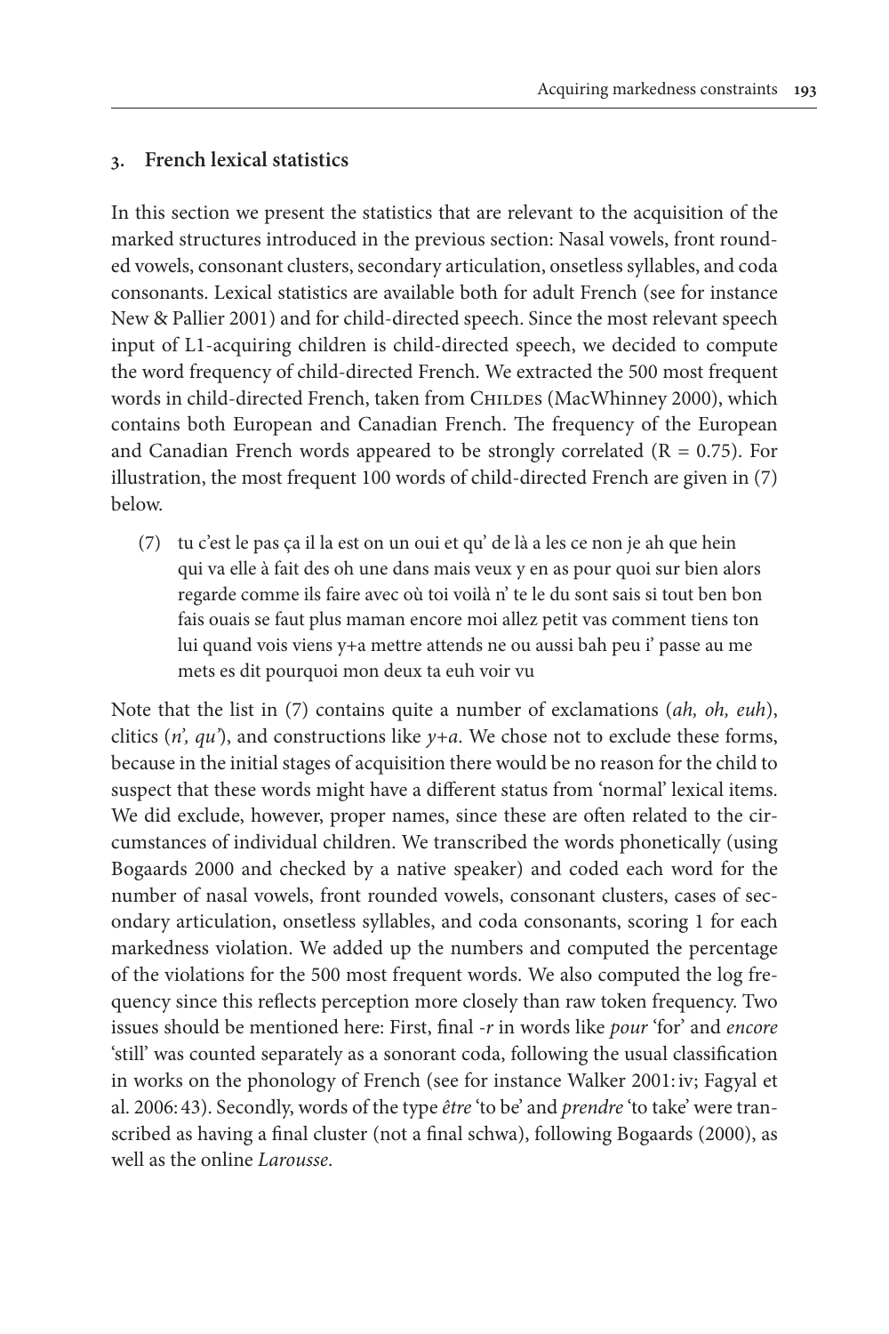## 3. French lexical statistics

In this section we present the statistics that are relevant to the acquisition of the marked structures introduced in the previous section: Nasal vowels, front rounded vowels, consonant clusters, secondary articulation, onsetless syllables, and coda consonants. Lexical statistics are available both for adult French (see for instance New & Pallier 2001) and for child-directed speech. Since the most relevant speech input of L1-acquiring children is child-directed speech, we decided to compute the word frequency of child-directed French. We extracted the 500 most frequent words in child-directed French, taken from CHILDES (MacWhinney 2000), which contains both European and Canadian French. The frequency of the European and Canadian French words appeared to be strongly correlated (R = 0.75). For illustration, the most frequent 100 words of child-directed French are given in (7) below.

(7) tu c'est le pas ça il la est on un oui et qu' de là a les ce non je ah que hein qui va elle à fait des oh une dans mais veux y en as pour quoi sur bien alors regarde comme ils faire avec où toi voilà n' te le du sont sais si tout ben bon fais ouais se faut plus maman encore moi allez petit vas comment tiens ton lui quand vois viens y+a mettre attends ne ou aussi bah peu i' passe au me mets es dit pourquoi mon deux ta euh voir vu

Note that the list in (7) contains quite a number of exclamations (*ah, oh, euh*), clitics (*n', qu'*), and constructions like *y+a*. We chose not to exclude these forms, because in the initial stages of acquisition there would be no reason for the child to suspect that these words might have a different status from 'normal' lexical items. We did exclude, however, proper names, since these are often related to the circumstances of individual children. We transcribed the words phonetically (using Bogaards 2000 and checked by a native speaker) and coded each word for the number of nasal vowels, front rounded vowels, consonant clusters, cases of secondary articulation, onsetless syllables, and coda consonants, scoring 1 for each markedness violation. We added up the numbers and computed the percentage of the violations for the 500 most frequent words. We also computed the log frequency since this reflects perception more closely than raw token frequency. Two issues should be mentioned here: First, final *-r* in words like *pour* 'for' and *encore* 'still' was counted separately as a sonorant coda, following the usual classification in works on the phonology of French (see for instance Walker 2001: iv; Fagyal et al. 2006: 43). Secondly, words of the type *être* 'to be' and *prendre* 'to take' were transcribed as having a final cluster (not a final schwa), following Bogaards (2000), as well as the online *Larousse*.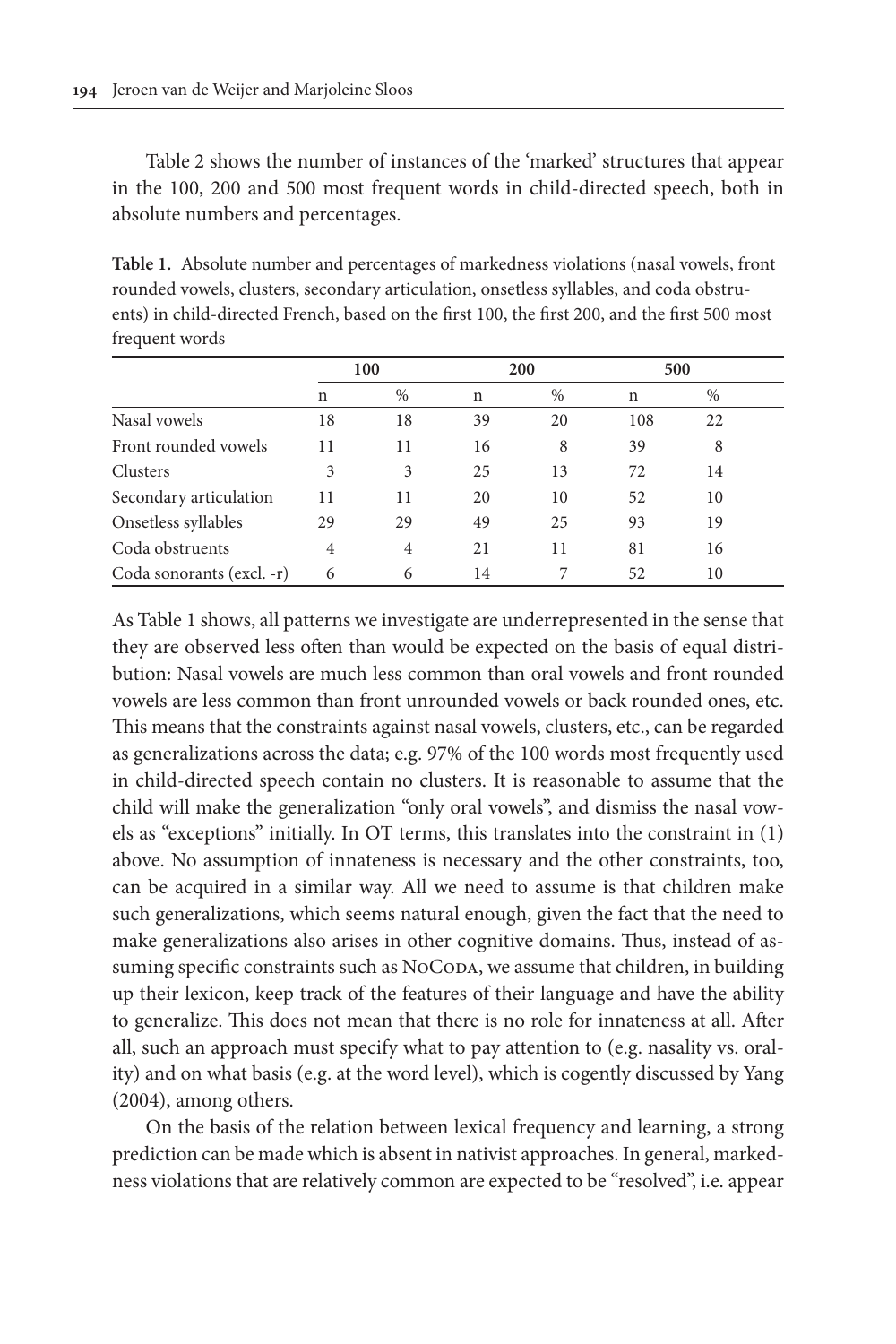Table 2 shows the number of instances of the 'marked' structures that appear in the 100, 200 and 500 most frequent words in child-directed speech, both in absolute numbers and percentages.

**Table 1.** Absolute number and percentages of markedness violations (nasal vowels, front rounded vowels, clusters, secondary articulation, onsetless syllables, and coda obstruents) in child-directed French, based on the first 100, the first 200, and the first 500 most frequent words

| | 100 | | 200 | | 500 | |
|---|---|---|---|---|---|---|
| | n | % | n | % | n | % |
| Nasal vowels | 18 | 18 | 39 | 20 | 108 | 22 |
| Front rounded vowels | 11 | 11 | 16 | 8 | 39 | 8 |
| Clusters | 3 | 3 | 25 | 13 | 72 | 14 |
| Secondary articulation | 11 | 11 | 20 | 10 | 52 | 10 |
| Onsetless syllables | 29 | 29 | 49 | 25 | 93 | 19 |
| Coda obstruents | 4 | 4 | 21 | 11 | 81 | 16 |
| Coda sonorants (excl. -r) | 6 | 6 | 14 | 7 | 52 | 10 |

As Table 1 shows, all patterns we investigate are underrepresented in the sense that they are observed less often than would be expected on the basis of equal distribution: Nasal vowels are much less common than oral vowels and front rounded vowels are less common than front unrounded vowels or back rounded ones, etc. This means that the constraints against nasal vowels, clusters, etc., can be regarded as generalizations across the data; e.g. 97% of the 100 words most frequently used in child-directed speech contain no clusters. It is reasonable to assume that the child will make the generalization "only oral vowels", and dismiss the nasal vowels as "exceptions" initially. In OT terms, this translates into the constraint in (1) above. No assumption of innateness is necessary and the other constraints, too, can be acquired in a similar way. All we need to assume is that children make such generalizations, which seems natural enough, given the fact that the need to make generalizations also arises in other cognitive domains. Thus, instead of assuming specific constraints such as NoCoda, we assume that children, in building up their lexicon, keep track of the features of their language and have the ability to generalize. This does not mean that there is no role for innateness at all. After all, such an approach must specify what to pay attention to (e.g. nasality vs. orality) and on what basis (e.g. at the word level), which is cogently discussed by Yang (2004), among others.

On the basis of the relation between lexical frequency and learning, a strong prediction can be made which is absent in nativist approaches. In general, markedness violations that are relatively common are expected to be "resolved", i.e. appear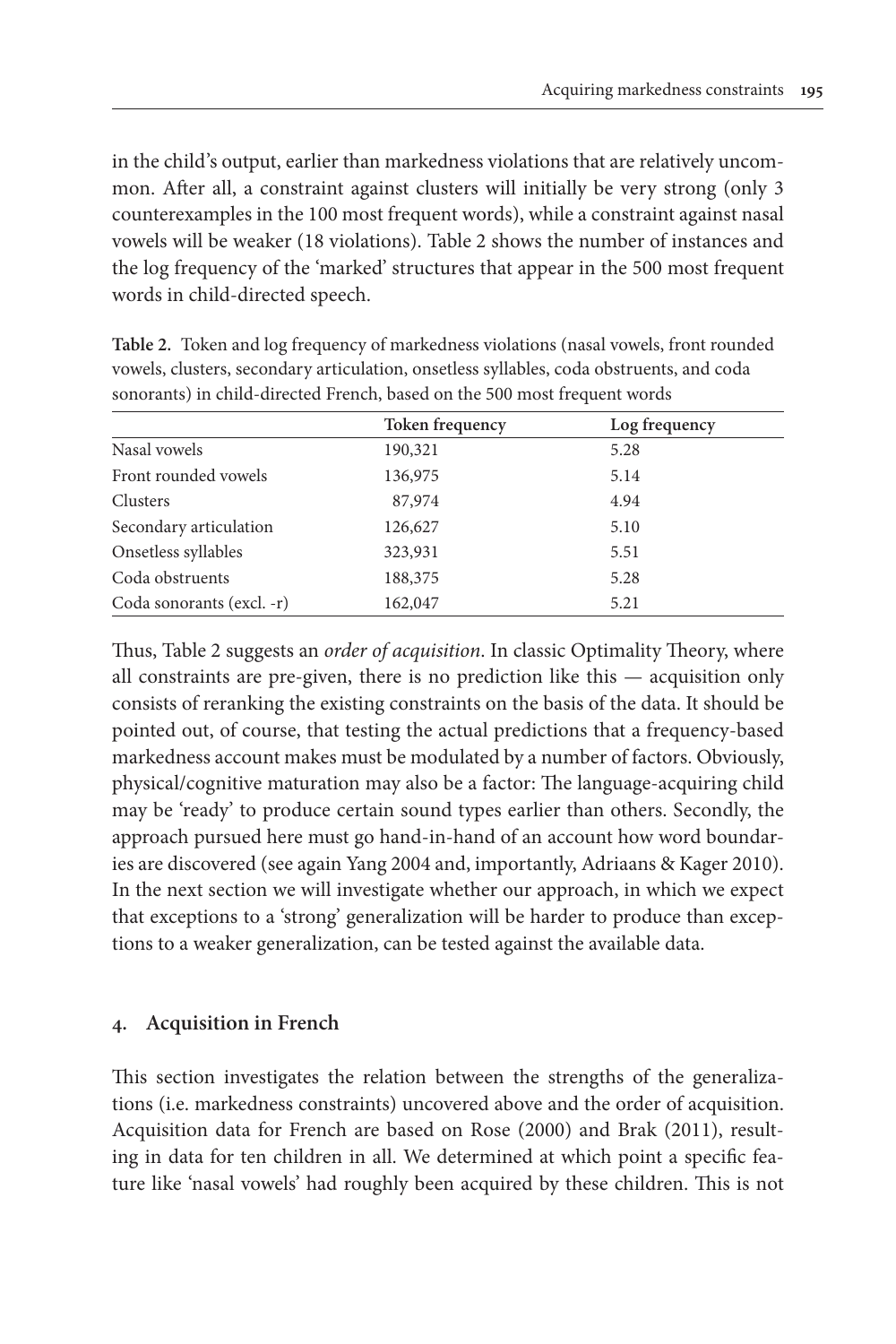in the child's output, earlier than markedness violations that are relatively uncommon. After all, a constraint against clusters will initially be very strong (only 3 counterexamples in the 100 most frequent words), while a constraint against nasal vowels will be weaker (18 violations). Table 2 shows the number of instances and the log frequency of the 'marked' structures that appear in the 500 most frequent words in child-directed speech.

**Table 2.** Token and log frequency of markedness violations (nasal vowels, front rounded vowels, clusters, secondary articulation, onsetless syllables, coda obstruents, and coda sonorants) in child-directed French, based on the 500 most frequent words

| | Token frequency | Log frequency |
|---|---|---|
| Nasal vowels | 190,321 | 5.28 |
| Front rounded vowels | 136,975 | 5.14 |
| Clusters | 87,974 | 4.94 |
| Secondary articulation | 126,627 | 5.10 |
| Onsetless syllables | 323,931 | 5.51 |
| Coda obstruents | 188,375 | 5.28 |
| Coda sonorants (excl. -r) | 162,047 | 5.21 |

Thus, Table 2 suggests an *order of acquisition*. In classic Optimality Theory, where all constraints are pre-given, there is no prediction like this — acquisition only consists of reranking the existing constraints on the basis of the data. It should be pointed out, of course, that testing the actual predictions that a frequency-based markedness account makes must be modulated by a number of factors. Obviously, physical/cognitive maturation may also be a factor: The language-acquiring child may be 'ready' to produce certain sound types earlier than others. Secondly, the approach pursued here must go hand-in-hand of an account how word boundaries are discovered (see again Yang 2004 and, importantly, Adriaans & Kager 2010). In the next section we will investigate whether our approach, in which we expect that exceptions to a 'strong' generalization will be harder to produce than exceptions to a weaker generalization, can be tested against the available data.

## 4. Acquisition in French

This section investigates the relation between the strengths of the generalizations (i.e. markedness constraints) uncovered above and the order of acquisition. Acquisition data for French are based on Rose (2000) and Brak (2011), resulting in data for ten children in all. We determined at which point a specific feature like 'nasal vowels' had roughly been acquired by these children. This is not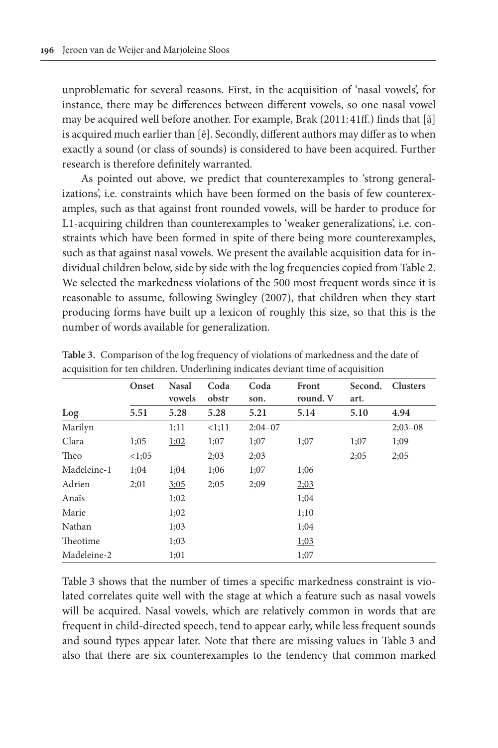unproblematic for several reasons. First, in the acquisition of 'nasal vowels', for instance, there may be differences between different vowels, so one nasal vowel may be acquired well before another. For example, Brak (2011: 41ff.) finds that [ã] is acquired much earlier than [ẽ]. Secondly, different authors may differ as to when exactly a sound (or class of sounds) is considered to have been acquired. Further research is therefore definitely warranted.

As pointed out above, we predict that counterexamples to 'strong generalizations', i.e. constraints which have been formed on the basis of few counterexamples, such as that against front rounded vowels, will be harder to produce for L1-acquiring children than counterexamples to 'weaker generalizations', i.e. constraints which have been formed in spite of there being more counterexamples, such as that against nasal vowels. We present the available acquisition data for individual children below, side by side with the log frequencies copied from Table 2. We selected the markedness violations of the 500 most frequent words since it is reasonable to assume, following Swingley (2007), that children when they start producing forms have built up a lexicon of roughly this size, so that this is the number of words available for generalization.

**Table 3.** Comparison of the log frequency of violations of markedness and the date of acquisition for ten children. Underlining indicates deviant time of acquisition

| | Onset | Nasal vowels | Coda obstr | Coda son. | Front round. V | Second. art. | Clusters |
|---|---|---|---|---|---|---|---|
| **Log** | **5.51** | **5.28** | **5.28** | **5.21** | **5.14** | **5.10** | **4.94** |
| Marilyn | | 1;11 | <1;11 | 2:04–07 | | | 2;03–08 |
| Clara | 1;05 | <u>1;02</u> | 1;07 | 1;07 | 1;07 | 1;07 | 1;09 |
| Theo | <1;05 | | 2;03 | 2;03 | | 2;05 | 2;05 |
| Madeleine-1 | 1;04 | <u>1;04</u> | 1;06 | <u>1;07</u> | 1;06 | | |
| Adrien | 2;01 | <u>3;05</u> | 2;05 | 2;09 | <u>2;03</u> | | |
| Anaïs | | 1;02 | | | 1;04 | | |
| Marie | | 1;02 | | | 1;10 | | |
| Nathan | | 1;03 | | | 1;04 | | |
| Theotime | | 1;03 | | | <u>1;03</u> | | |
| Madeleine-2 | | 1;01 | | | 1;07 | | |

Table 3 shows that the number of times a specific markedness constraint is violated correlates quite well with the stage at which a feature such as nasal vowels will be acquired. Nasal vowels, which are relatively common in words that are frequent in child-directed speech, tend to appear early, while less frequent sounds and sound types appear later. Note that there are missing values in Table 3 and also that there are six counterexamples to the tendency that common marked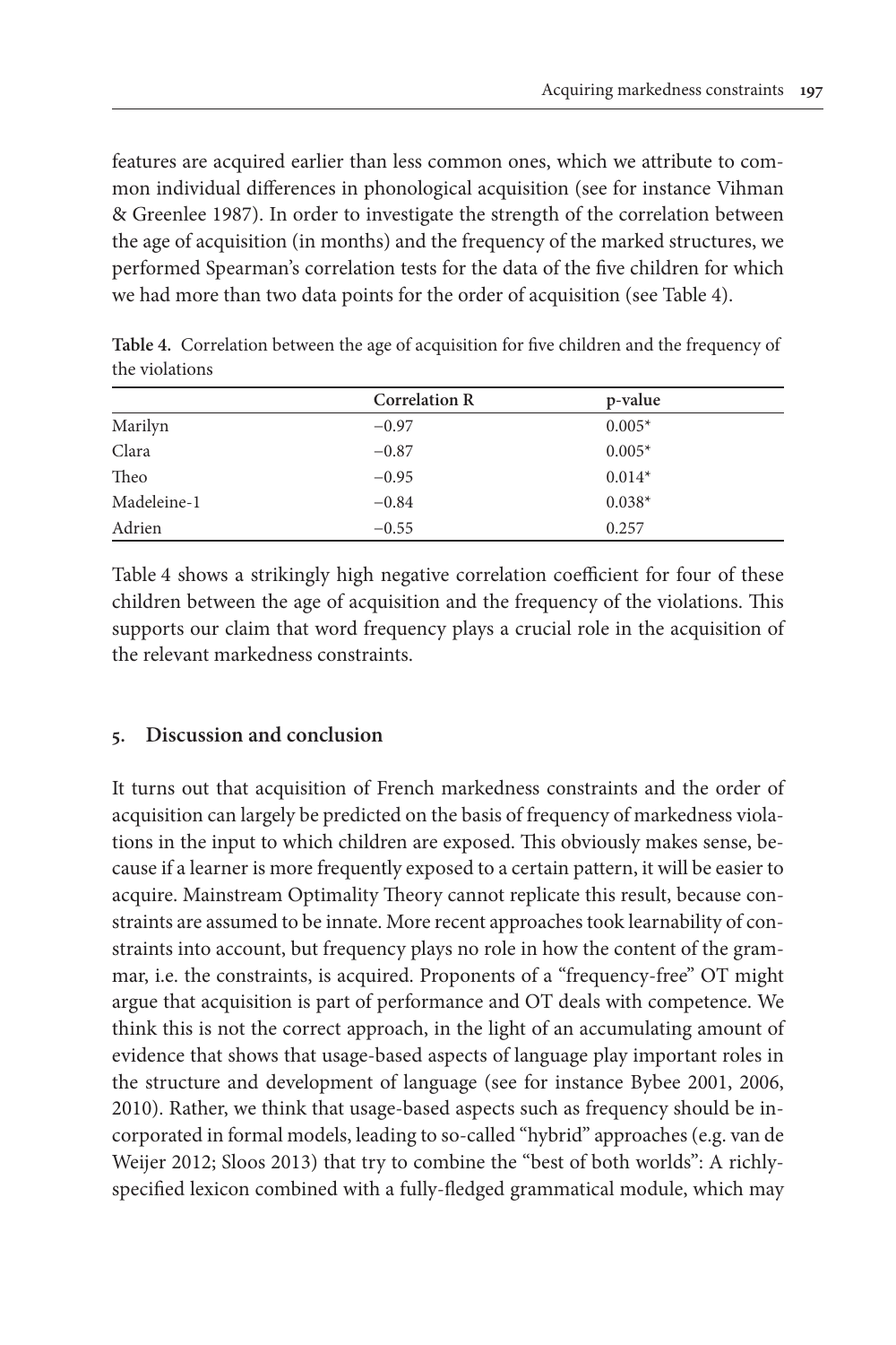features are acquired earlier than less common ones, which we attribute to common individual differences in phonological acquisition (see for instance Vihman & Greenlee 1987). In order to investigate the strength of the correlation between the age of acquisition (in months) and the frequency of the marked structures, we performed Spearman's correlation tests for the data of the five children for which we had more than two data points for the order of acquisition (see Table 4).

**Table 4.** Correlation between the age of acquisition for five children and the frequency of the violations

| | Correlation R | p-value |
|---|---|---|
| Marilyn | −0.97 | 0.005* |
| Clara | −0.87 | 0.005* |
| Theo | −0.95 | 0.014* |
| Madeleine-1 | −0.84 | 0.038* |
| Adrien | −0.55 | 0.257 |

Table 4 shows a strikingly high negative correlation coefficient for four of these children between the age of acquisition and the frequency of the violations. This supports our claim that word frequency plays a crucial role in the acquisition of the relevant markedness constraints.

## 5. Discussion and conclusion

It turns out that acquisition of French markedness constraints and the order of acquisition can largely be predicted on the basis of frequency of markedness violations in the input to which children are exposed. This obviously makes sense, because if a learner is more frequently exposed to a certain pattern, it will be easier to acquire. Mainstream Optimality Theory cannot replicate this result, because constraints are assumed to be innate. More recent approaches took learnability of constraints into account, but frequency plays no role in how the content of the grammar, i.e. the constraints, is acquired. Proponents of a "frequency-free" OT might argue that acquisition is part of performance and OT deals with competence. We think this is not the correct approach, in the light of an accumulating amount of evidence that shows that usage-based aspects of language play important roles in the structure and development of language (see for instance Bybee 2001, 2006, 2010). Rather, we think that usage-based aspects such as frequency should be incorporated in formal models, leading to so-called "hybrid" approaches (e.g. van de Weijer 2012; Sloos 2013) that try to combine the "best of both worlds": A richly-specified lexicon combined with a fully-fledged grammatical module, which may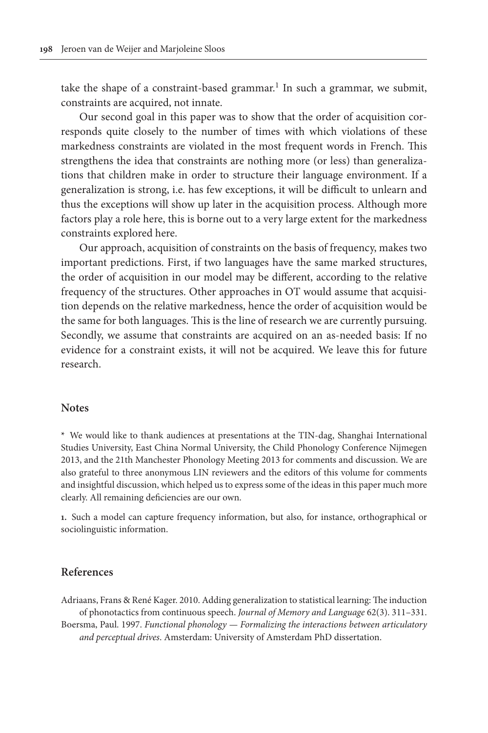take the shape of a constraint-based grammar.[1] In such a grammar, we submit, constraints are acquired, not innate.

Our second goal in this paper was to show that the order of acquisition corresponds quite closely to the number of times with which violations of these markedness constraints are violated in the most frequent words in French. This strengthens the idea that constraints are nothing more (or less) than generalizations that children make in order to structure their language environment. If a generalization is strong, i.e. has few exceptions, it will be difficult to unlearn and thus the exceptions will show up later in the acquisition process. Although more factors play a role here, this is borne out to a very large extent for the markedness constraints explored here.

Our approach, acquisition of constraints on the basis of frequency, makes two important predictions. First, if two languages have the same marked structures, the order of acquisition in our model may be different, according to the relative frequency of the structures. Other approaches in OT would assume that acquisition depends on the relative markedness, hence the order of acquisition would be the same for both languages. This is the line of research we are currently pursuing. Secondly, we assume that constraints are acquired on an as-needed basis: If no evidence for a constraint exists, it will not be acquired. We leave this for future research.

## Notes

\* We would like to thank audiences at presentations at the TIN-dag, Shanghai International Studies University, East China Normal University, the Child Phonology Conference Nijmegen 2013, and the 21th Manchester Phonology Meeting 2013 for comments and discussion. We are also grateful to three anonymous LIN reviewers and the editors of this volume for comments and insightful discussion, which helped us to express some of the ideas in this paper much more clearly. All remaining deficiencies are our own.

**1.** Such a model can capture frequency information, but also, for instance, orthographical or sociolinguistic information.

## References

Adriaans, Frans & René Kager. 2010. Adding generalization to statistical learning: The induction of phonotactics from continuous speech. *Journal of Memory and Language* 62(3). 311–331.

Boersma, Paul. 1997. *Functional phonology — Formalizing the interactions between articulatory and perceptual drives*. Amsterdam: University of Amsterdam PhD dissertation.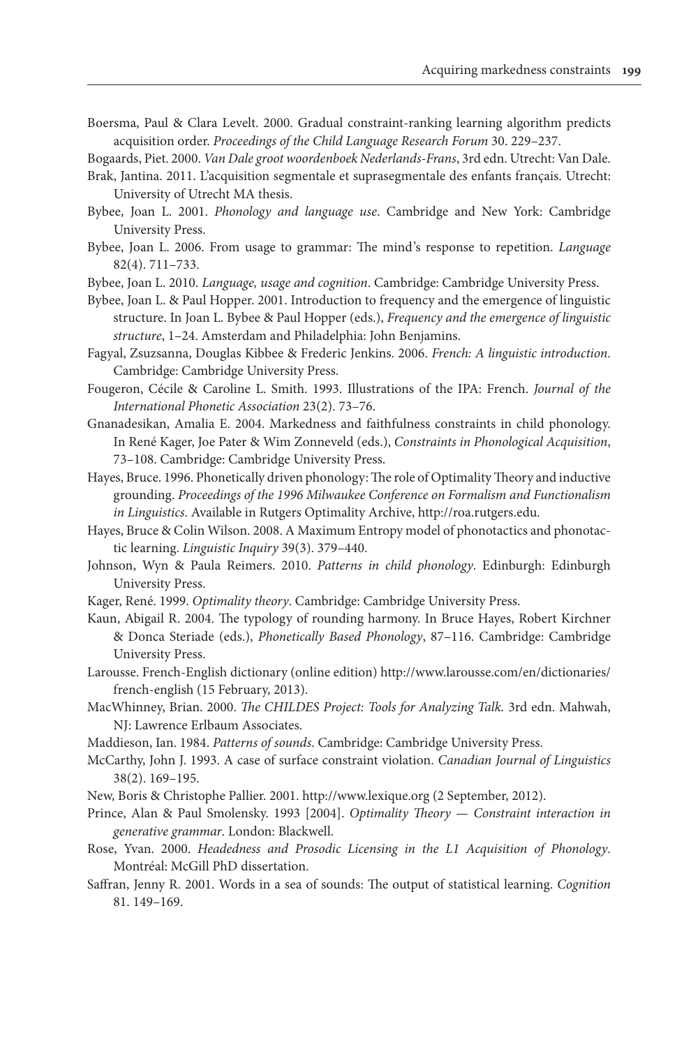Boersma, Paul & Clara Levelt. 2000. Gradual constraint-ranking learning algorithm predicts acquisition order. *Proceedings of the Child Language Research Forum* 30. 229–237.

Bogaards, Piet. 2000. *Van Dale groot woordenboek Nederlands-Frans*, 3rd edn. Utrecht: Van Dale.

Brak, Jantina. 2011. L'acquisition segmentale et suprasegmentale des enfants français. Utrecht: University of Utrecht MA thesis.

Bybee, Joan L. 2001. *Phonology and language use*. Cambridge and New York: Cambridge University Press.

Bybee, Joan L. 2006. From usage to grammar: The mind's response to repetition. *Language* 82(4). 711–733.

Bybee, Joan L. 2010. *Language, usage and cognition*. Cambridge: Cambridge University Press.

Bybee, Joan L. & Paul Hopper. 2001. Introduction to frequency and the emergence of linguistic structure. In Joan L. Bybee & Paul Hopper (eds.), *Frequency and the emergence of linguistic structure*, 1–24. Amsterdam and Philadelphia: John Benjamins.

Fagyal, Zsuzsanna, Douglas Kibbee & Frederic Jenkins. 2006. *French: A linguistic introduction*. Cambridge: Cambridge University Press.

Fougeron, Cécile & Caroline L. Smith. 1993. Illustrations of the IPA: French. *Journal of the International Phonetic Association* 23(2). 73–76.

Gnanadesikan, Amalia E. 2004. Markedness and faithfulness constraints in child phonology. In René Kager, Joe Pater & Wim Zonneveld (eds.), *Constraints in Phonological Acquisition*, 73–108. Cambridge: Cambridge University Press.

Hayes, Bruce. 1996. Phonetically driven phonology: The role of Optimality Theory and inductive grounding. *Proceedings of the 1996 Milwaukee Conference on Formalism and Functionalism in Linguistics*. Available in Rutgers Optimality Archive, http://roa.rutgers.edu.

Hayes, Bruce & Colin Wilson. 2008. A Maximum Entropy model of phonotactics and phonotactic learning. *Linguistic Inquiry* 39(3). 379–440.

Johnson, Wyn & Paula Reimers. 2010. *Patterns in child phonology*. Edinburgh: Edinburgh University Press.

Kager, René. 1999. *Optimality theory*. Cambridge: Cambridge University Press.

Kaun, Abigail R. 2004. The typology of rounding harmony. In Bruce Hayes, Robert Kirchner & Donca Steriade (eds.), *Phonetically Based Phonology*, 87–116. Cambridge: Cambridge University Press.

Larousse. French-English dictionary (online edition) http://www.larousse.com/en/dictionaries/french-english (15 February, 2013).

MacWhinney, Brian. 2000. *The CHILDES Project: Tools for Analyzing Talk.* 3rd edn. Mahwah, NJ: Lawrence Erlbaum Associates.

Maddieson, Ian. 1984. *Patterns of sounds*. Cambridge: Cambridge University Press.

McCarthy, John J. 1993. A case of surface constraint violation. *Canadian Journal of Linguistics* 38(2). 169–195.

New, Boris & Christophe Pallier. 2001. http://www.lexique.org (2 September, 2012).

Prince, Alan & Paul Smolensky. 1993 [2004]. *Optimality Theory — Constraint interaction in generative grammar*. London: Blackwell.

Rose, Yvan. 2000. *Headedness and Prosodic Licensing in the L1 Acquisition of Phonology*. Montréal: McGill PhD dissertation.

Saffran, Jenny R. 2001. Words in a sea of sounds: The output of statistical learning. *Cognition* 81. 149–169.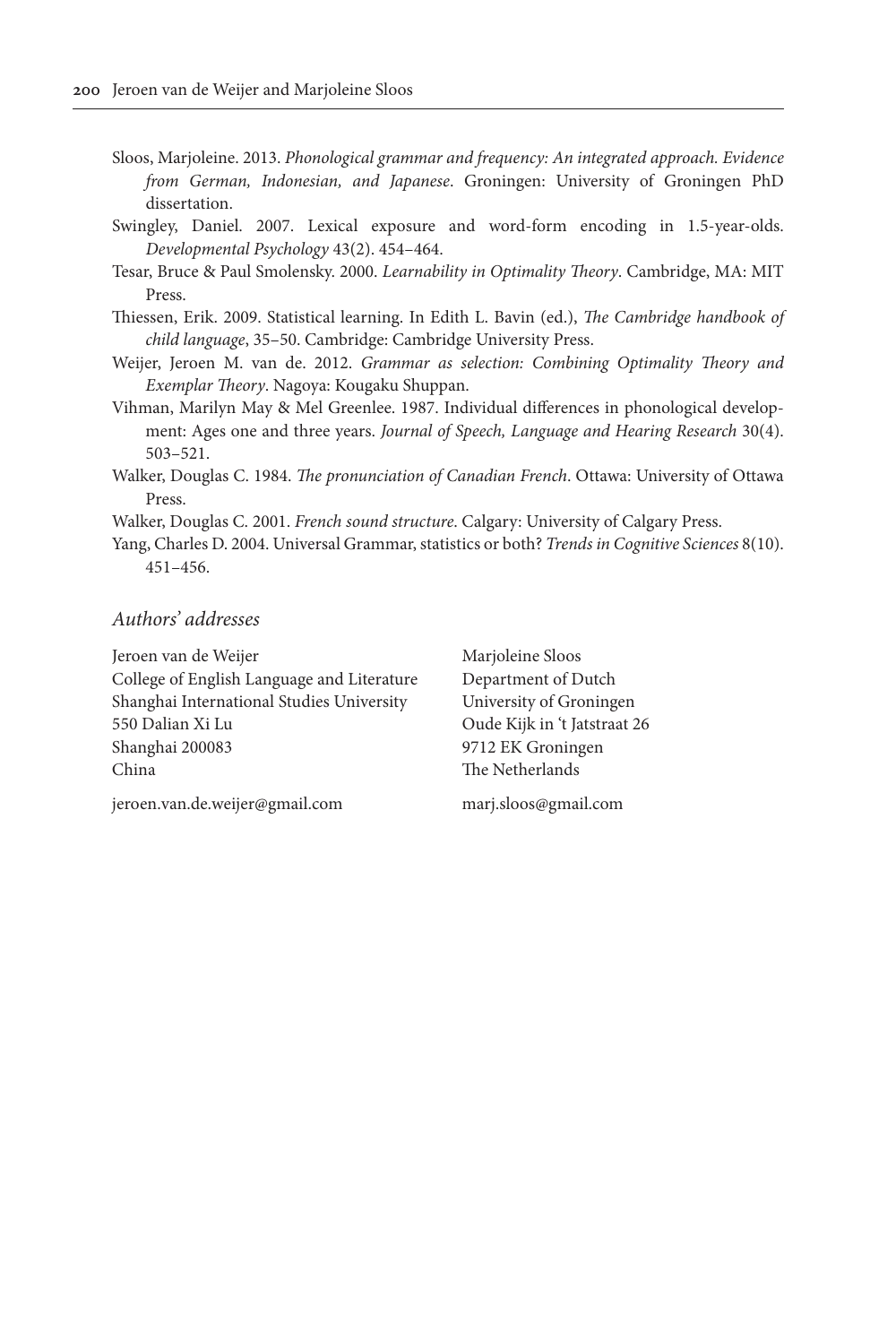Sloos, Marjoleine. 2013. *Phonological grammar and frequency: An integrated approach. Evidence from German, Indonesian, and Japanese*. Groningen: University of Groningen PhD dissertation.

Swingley, Daniel. 2007. Lexical exposure and word-form encoding in 1.5-year-olds. *Developmental Psychology* 43(2). 454–464.

Tesar, Bruce & Paul Smolensky. 2000. *Learnability in Optimality Theory*. Cambridge, MA: MIT Press.

Thiessen, Erik. 2009. Statistical learning. In Edith L. Bavin (ed.), *The Cambridge handbook of child language*, 35–50. Cambridge: Cambridge University Press.

Weijer, Jeroen M. van de. 2012. *Grammar as selection: Combining Optimality Theory and Exemplar Theory*. Nagoya: Kougaku Shuppan.

Vihman, Marilyn May & Mel Greenlee. 1987. Individual differences in phonological development: Ages one and three years. *Journal of Speech, Language and Hearing Research* 30(4). 503–521.

Walker, Douglas C. 1984. *The pronunciation of Canadian French*. Ottawa: University of Ottawa Press.

Walker, Douglas C. 2001. *French sound structure*. Calgary: University of Calgary Press.

Yang, Charles D. 2004. Universal Grammar, statistics or both? *Trends in Cognitive Sciences* 8(10). 451–456.

## *Authors' addresses*

Jeroen van de Weijer
College of English Language and Literature
Shanghai International Studies University
550 Dalian Xi Lu
Shanghai 200083
China

jeroen.van.de.weijer@gmail.com

Marjoleine Sloos
Department of Dutch
University of Groningen
Oude Kijk in 't Jatstraat 26
9712 EK Groningen
The Netherlands

marj.sloos@gmail.com